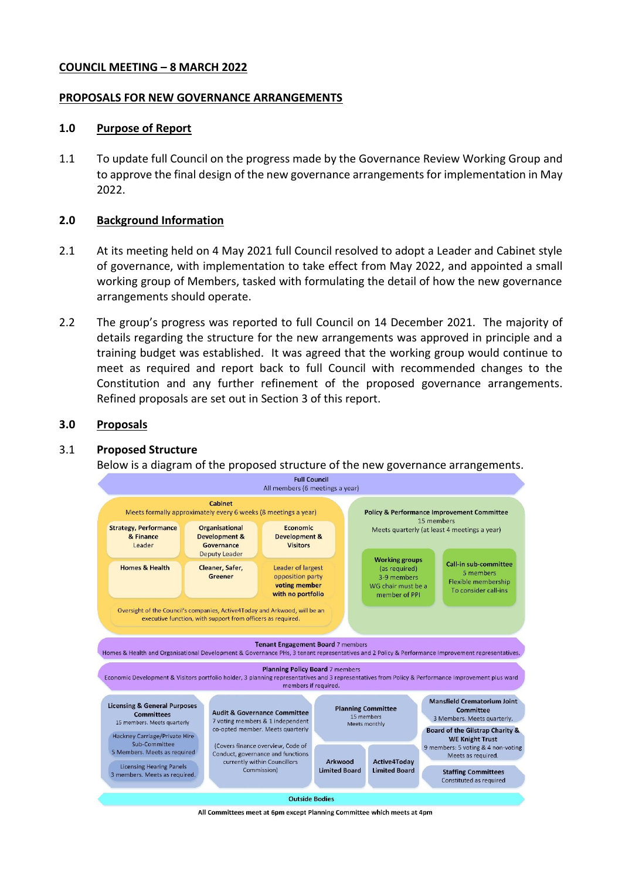**COUNCIL MEETING – 8 MARCH 2022**

**PROPOSALS FOR NEW GOVERNANCE ARRANGEMENTS**

## 1.0 Purpose of Report

1.1 To update full Council on the progress made by the Governance Review Working Group and to approve the final design of the new governance arrangements for implementation in May 2022.

## 2.0 Background Information

2.1 At its meeting held on 4 May 2021 full Council resolved to adopt a Leader and Cabinet style of governance, with implementation to take effect from May 2022, and appointed a small working group of Members, tasked with formulating the detail of how the new governance arrangements should operate.

2.2 The group's progress was reported to full Council on 14 December 2021. The majority of details regarding the structure for the new arrangements was approved in principle and a training budget was established. It was agreed that the working group would continue to meet as required and report back to full Council with recommended changes to the Constitution and any further refinement of the proposed governance arrangements. Refined proposals are set out in Section 3 of this report.

## 3.0 Proposals

### 3.1 Proposed Structure

Below is a diagram of the proposed structure of the new governance arrangements.

**Full Council**
All members (6 meetings a year)

**Cabinet**
Meets formally approximately every 6 weeks (8 meetings a year)

- **Strategy, Performance & Finance** – Leader
- **Organisational Development & Governance** – Deputy Leader
- **Economic Development & Visitors**
- **Homes & Health**
- **Cleaner, Safer, Greener**
- Leader of largest opposition party **voting member with no portfolio**

Oversight of the Council's companies, Active4Today and Arkwood, will be an executive function, with support from officers as required.

**Policy & Performance Improvement Committee**
15 members
Meets quarterly (at least 4 meetings a year)

- **Working groups** (as required) 3-9 members. WG chair must be a member of PPI
- **Call-in sub-committee** 5 members. Flexible membership. To consider call-ins

**Tenant Engagement Board** 7 members
Homes & Health and Organisational Development & Governance PHs, 3 tenant representatives and 2 Policy & Performance Improvement representatives.

**Planning Policy Board** 7 members
Economic Development & Visitors portfolio holder, 3 planning representatives and 3 representatives from Policy & Performance Improvement plus ward members if required.

**Licensing & General Purposes Committees**
15 members. Meets quarterly

- Hackney Carriage/Private Hire Sub-Committee – 5 Members. Meets as required
- Licensing Hearing Panels – 3 members. Meets as required.

**Audit & Governance Committee**
7 voting members & 1 independent co-opted member. Meets quarterly
(Covers finance overview, Code of Conduct, governance and functions currently within Councillors Commission)

**Planning Committee**
15 members
Meets monthly

**Arkwood Limited Board**

**Active4Today Limited Board**

**Mansfield Crematorium Joint Committee**
3 Members. Meets quarterly.

**Board of the Gilstrap Charity & WE Knight Trust**
9 members: 5 voting & 4 non-voting
Meets as required.

**Staffing Committees**
Constituted as required

**Outside Bodies**

All Committees meet at 6pm except Planning Committee which meets at 4pm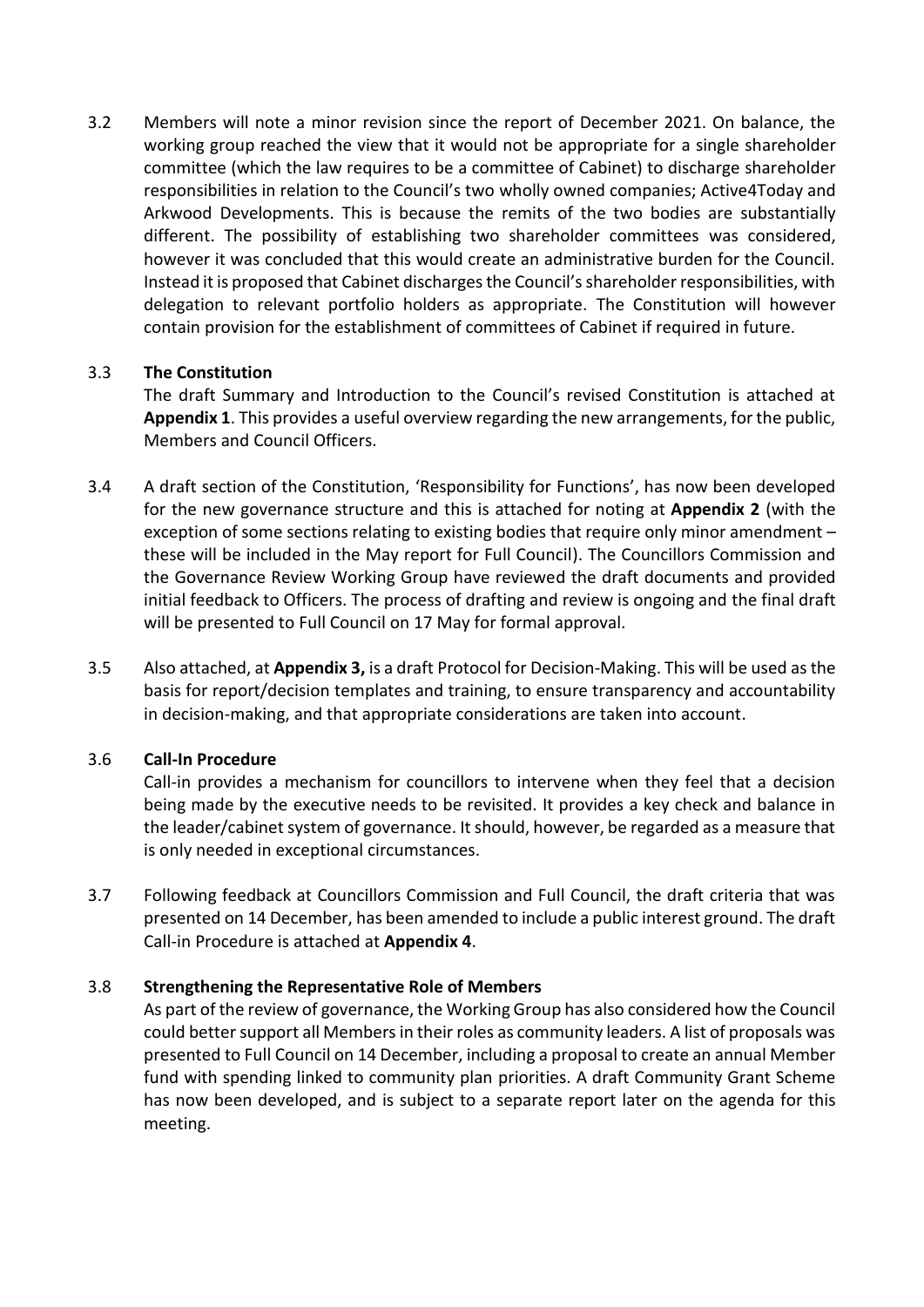3.2 Members will note a minor revision since the report of December 2021. On balance, the working group reached the view that it would not be appropriate for a single shareholder committee (which the law requires to be a committee of Cabinet) to discharge shareholder responsibilities in relation to the Council's two wholly owned companies; Active4Today and Arkwood Developments. This is because the remits of the two bodies are substantially different. The possibility of establishing two shareholder committees was considered, however it was concluded that this would create an administrative burden for the Council. Instead it is proposed that Cabinet discharges the Council's shareholder responsibilities, with delegation to relevant portfolio holders as appropriate. The Constitution will however contain provision for the establishment of committees of Cabinet if required in future.

3.3 **The Constitution**

The draft Summary and Introduction to the Council's revised Constitution is attached at **Appendix 1**. This provides a useful overview regarding the new arrangements, for the public, Members and Council Officers.

3.4 A draft section of the Constitution, 'Responsibility for Functions', has now been developed for the new governance structure and this is attached for noting at **Appendix 2** (with the exception of some sections relating to existing bodies that require only minor amendment – these will be included in the May report for Full Council). The Councillors Commission and the Governance Review Working Group have reviewed the draft documents and provided initial feedback to Officers. The process of drafting and review is ongoing and the final draft will be presented to Full Council on 17 May for formal approval.

3.5 Also attached, at **Appendix 3,** is a draft Protocol for Decision-Making. This will be used as the basis for report/decision templates and training, to ensure transparency and accountability in decision-making, and that appropriate considerations are taken into account.

3.6 **Call-In Procedure**

Call-in provides a mechanism for councillors to intervene when they feel that a decision being made by the executive needs to be revisited. It provides a key check and balance in the leader/cabinet system of governance. It should, however, be regarded as a measure that is only needed in exceptional circumstances.

3.7 Following feedback at Councillors Commission and Full Council, the draft criteria that was presented on 14 December, has been amended to include a public interest ground. The draft Call-in Procedure is attached at **Appendix 4**.

3.8 **Strengthening the Representative Role of Members**

As part of the review of governance, the Working Group has also considered how the Council could better support all Members in their roles as community leaders. A list of proposals was presented to Full Council on 14 December, including a proposal to create an annual Member fund with spending linked to community plan priorities. A draft Community Grant Scheme has now been developed, and is subject to a separate report later on the agenda for this meeting.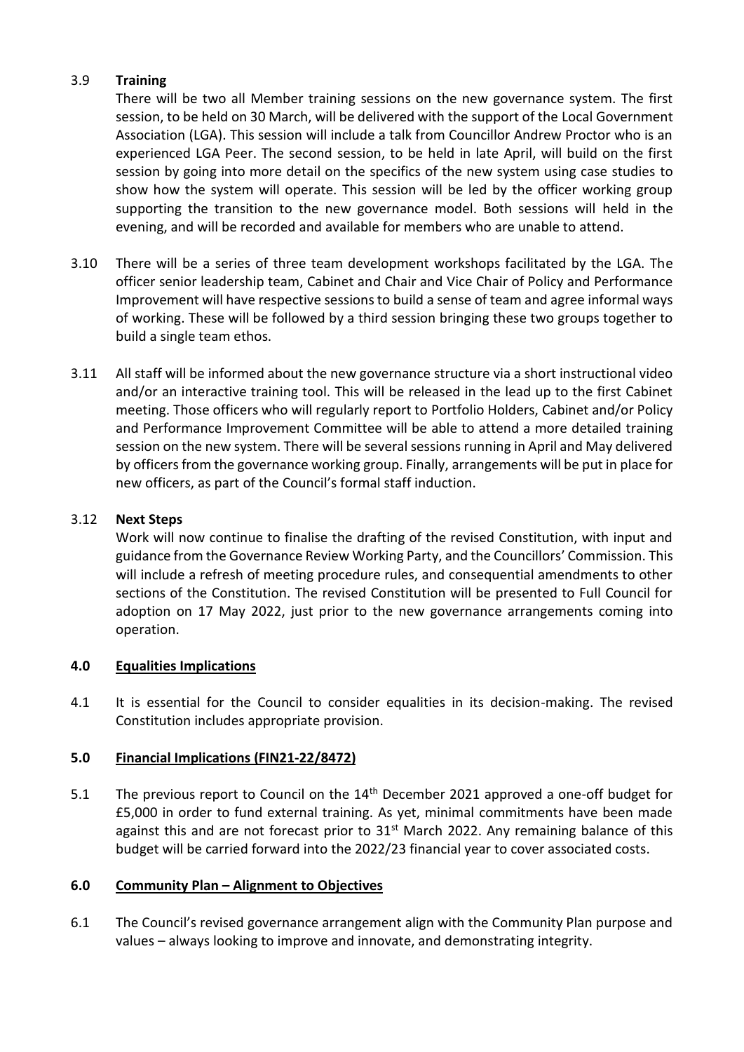3.9 **Training**

There will be two all Member training sessions on the new governance system. The first session, to be held on 30 March, will be delivered with the support of the Local Government Association (LGA). This session will include a talk from Councillor Andrew Proctor who is an experienced LGA Peer. The second session, to be held in late April, will build on the first session by going into more detail on the specifics of the new system using case studies to show how the system will operate. This session will be led by the officer working group supporting the transition to the new governance model. Both sessions will held in the evening, and will be recorded and available for members who are unable to attend.

3.10 There will be a series of three team development workshops facilitated by the LGA. The officer senior leadership team, Cabinet and Chair and Vice Chair of Policy and Performance Improvement will have respective sessions to build a sense of team and agree informal ways of working. These will be followed by a third session bringing these two groups together to build a single team ethos.

3.11 All staff will be informed about the new governance structure via a short instructional video and/or an interactive training tool. This will be released in the lead up to the first Cabinet meeting. Those officers who will regularly report to Portfolio Holders, Cabinet and/or Policy and Performance Improvement Committee will be able to attend a more detailed training session on the new system. There will be several sessions running in April and May delivered by officers from the governance working group. Finally, arrangements will be put in place for new officers, as part of the Council's formal staff induction.

3.12 **Next Steps**

Work will now continue to finalise the drafting of the revised Constitution, with input and guidance from the Governance Review Working Party, and the Councillors' Commission. This will include a refresh of meeting procedure rules, and consequential amendments to other sections of the Constitution. The revised Constitution will be presented to Full Council for adoption on 17 May 2022, just prior to the new governance arrangements coming into operation.

## 4.0 Equalities Implications

4.1 It is essential for the Council to consider equalities in its decision-making. The revised Constitution includes appropriate provision.

## 5.0 Financial Implications (FIN21-22/8472)

5.1 The previous report to Council on the 14th December 2021 approved a one-off budget for £5,000 in order to fund external training. As yet, minimal commitments have been made against this and are not forecast prior to 31st March 2022. Any remaining balance of this budget will be carried forward into the 2022/23 financial year to cover associated costs.

## 6.0 Community Plan – Alignment to Objectives

6.1 The Council's revised governance arrangement align with the Community Plan purpose and values – always looking to improve and innovate, and demonstrating integrity.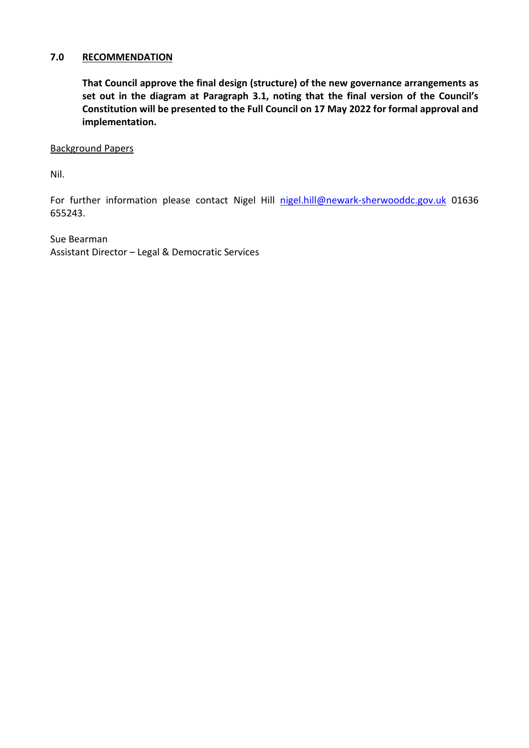## 7.0 RECOMMENDATION

**That Council approve the final design (structure) of the new governance arrangements as set out in the diagram at Paragraph 3.1, noting that the final version of the Council's Constitution will be presented to the Full Council on 17 May 2022 for formal approval and implementation.**

Background Papers

Nil.

For further information please contact Nigel Hill nigel.hill@newark-sherwooddc.gov.uk 01636 655243.

Sue Bearman
Assistant Director – Legal & Democratic Services